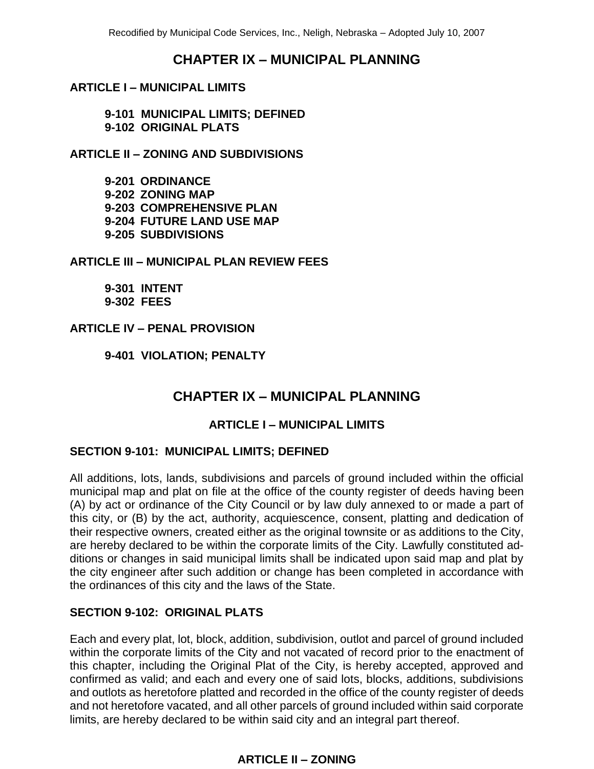# CHAPTER IX – MUNICIPAL PLANNING

**ARTICLE I – MUNICIPAL LIMITS**

- **9-101 MUNICIPAL LIMITS; DEFINED**
- **9-102 ORIGINAL PLATS**

**ARTICLE II – ZONING AND SUBDIVISIONS**

- **9-201 ORDINANCE**
- **9-202 ZONING MAP**
- **9-203 COMPREHENSIVE PLAN**
- **9-204 FUTURE LAND USE MAP**
- **9-205 SUBDIVISIONS**

**ARTICLE III – MUNICIPAL PLAN REVIEW FEES**

- **9-301 INTENT**
- **9-302 FEES**

**ARTICLE IV – PENAL PROVISION**

- **9-401 VIOLATION; PENALTY**

# CHAPTER IX – MUNICIPAL PLANNING

## ARTICLE I – MUNICIPAL LIMITS

### SECTION 9-101: MUNICIPAL LIMITS; DEFINED

All additions, lots, lands, subdivisions and parcels of ground included within the official municipal map and plat on file at the office of the county register of deeds having been (A) by act or ordinance of the City Council or by law duly annexed to or made a part of this city, or (B) by the act, authority, acquiescence, consent, platting and dedication of their respective owners, created either as the original townsite or as additions to the City, are hereby declared to be within the corporate limits of the City. Lawfully constituted additions or changes in said municipal limits shall be indicated upon said map and plat by the city engineer after such addition or change has been completed in accordance with the ordinances of this city and the laws of the State.

### SECTION 9-102: ORIGINAL PLATS

Each and every plat, lot, block, addition, subdivision, outlot and parcel of ground included within the corporate limits of the City and not vacated of record prior to the enactment of this chapter, including the Original Plat of the City, is hereby accepted, approved and confirmed as valid; and each and every one of said lots, blocks, additions, subdivisions and outlots as heretofore platted and recorded in the office of the county register of deeds and not heretofore vacated, and all other parcels of ground included within said corporate limits, are hereby declared to be within said city and an integral part thereof.

## ARTICLE II – ZONING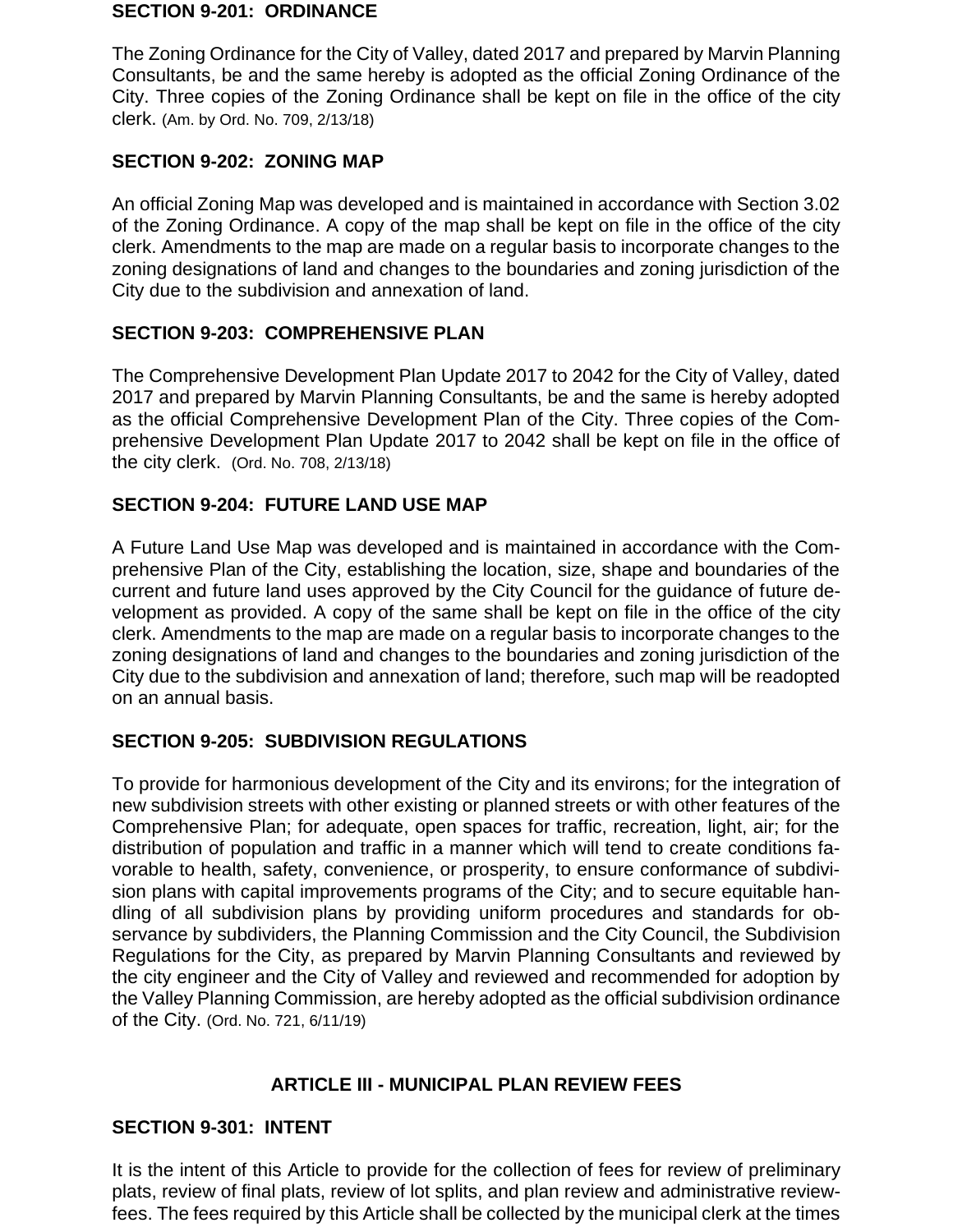**SECTION 9-201: ORDINANCE**

The Zoning Ordinance for the City of Valley, dated 2017 and prepared by Marvin Planning Consultants, be and the same hereby is adopted as the official Zoning Ordinance of the City. Three copies of the Zoning Ordinance shall be kept on file in the office of the city clerk. (Am. by Ord. No. 709, 2/13/18)

**SECTION 9-202: ZONING MAP**

An official Zoning Map was developed and is maintained in accordance with Section 3.02 of the Zoning Ordinance. A copy of the map shall be kept on file in the office of the city clerk. Amendments to the map are made on a regular basis to incorporate changes to the zoning designations of land and changes to the boundaries and zoning jurisdiction of the City due to the subdivision and annexation of land.

**SECTION 9-203: COMPREHENSIVE PLAN**

The Comprehensive Development Plan Update 2017 to 2042 for the City of Valley, dated 2017 and prepared by Marvin Planning Consultants, be and the same is hereby adopted as the official Comprehensive Development Plan of the City. Three copies of the Comprehensive Development Plan Update 2017 to 2042 shall be kept on file in the office of the city clerk. (Ord. No. 708, 2/13/18)

**SECTION 9-204: FUTURE LAND USE MAP**

A Future Land Use Map was developed and is maintained in accordance with the Comprehensive Plan of the City, establishing the location, size, shape and boundaries of the current and future land uses approved by the City Council for the guidance of future development as provided. A copy of the same shall be kept on file in the office of the city clerk. Amendments to the map are made on a regular basis to incorporate changes to the zoning designations of land and changes to the boundaries and zoning jurisdiction of the City due to the subdivision and annexation of land; therefore, such map will be readopted on an annual basis.

**SECTION 9-205: SUBDIVISION REGULATIONS**

To provide for harmonious development of the City and its environs; for the integration of new subdivision streets with other existing or planned streets or with other features of the Comprehensive Plan; for adequate, open spaces for traffic, recreation, light, air; for the distribution of population and traffic in a manner which will tend to create conditions favorable to health, safety, convenience, or prosperity, to ensure conformance of subdivision plans with capital improvements programs of the City; and to secure equitable handling of all subdivision plans by providing uniform procedures and standards for observance by subdividers, the Planning Commission and the City Council, the Subdivision Regulations for the City, as prepared by Marvin Planning Consultants and reviewed by the city engineer and the City of Valley and reviewed and recommended for adoption by the Valley Planning Commission, are hereby adopted as the official subdivision ordinance of the City. (Ord. No. 721, 6/11/19)

## ARTICLE III - MUNICIPAL PLAN REVIEW FEES

**SECTION 9-301: INTENT**

It is the intent of this Article to provide for the collection of fees for review of preliminary plats, review of final plats, review of lot splits, and plan review and administrative review-fees. The fees required by this Article shall be collected by the municipal clerk at the times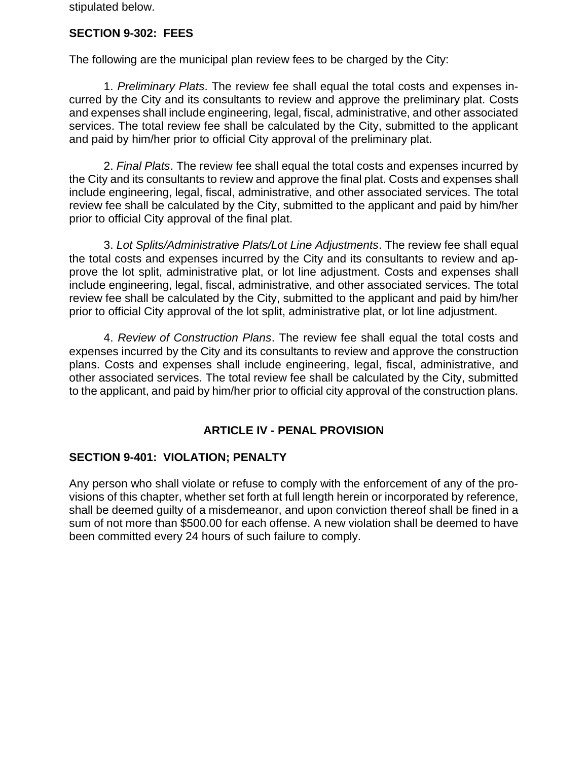stipulated below.

**SECTION 9-302: FEES**

The following are the municipal plan review fees to be charged by the City:

1. *Preliminary Plats*. The review fee shall equal the total costs and expenses incurred by the City and its consultants to review and approve the preliminary plat. Costs and expenses shall include engineering, legal, fiscal, administrative, and other associated services. The total review fee shall be calculated by the City, submitted to the applicant and paid by him/her prior to official City approval of the preliminary plat.

2. *Final Plats*. The review fee shall equal the total costs and expenses incurred by the City and its consultants to review and approve the final plat. Costs and expenses shall include engineering, legal, fiscal, administrative, and other associated services. The total review fee shall be calculated by the City, submitted to the applicant and paid by him/her prior to official City approval of the final plat.

3. *Lot Splits/Administrative Plats/Lot Line Adjustments*. The review fee shall equal the total costs and expenses incurred by the City and its consultants to review and approve the lot split, administrative plat, or lot line adjustment. Costs and expenses shall include engineering, legal, fiscal, administrative, and other associated services. The total review fee shall be calculated by the City, submitted to the applicant and paid by him/her prior to official City approval of the lot split, administrative plat, or lot line adjustment.

4. *Review of Construction Plans*. The review fee shall equal the total costs and expenses incurred by the City and its consultants to review and approve the construction plans. Costs and expenses shall include engineering, legal, fiscal, administrative, and other associated services. The total review fee shall be calculated by the City, submitted to the applicant, and paid by him/her prior to official city approval of the construction plans.

## ARTICLE IV - PENAL PROVISION

**SECTION 9-401: VIOLATION; PENALTY**

Any person who shall violate or refuse to comply with the enforcement of any of the provisions of this chapter, whether set forth at full length herein or incorporated by reference, shall be deemed guilty of a misdemeanor, and upon conviction thereof shall be fined in a sum of not more than $500.00 for each offense. A new violation shall be deemed to have been committed every 24 hours of such failure to comply.